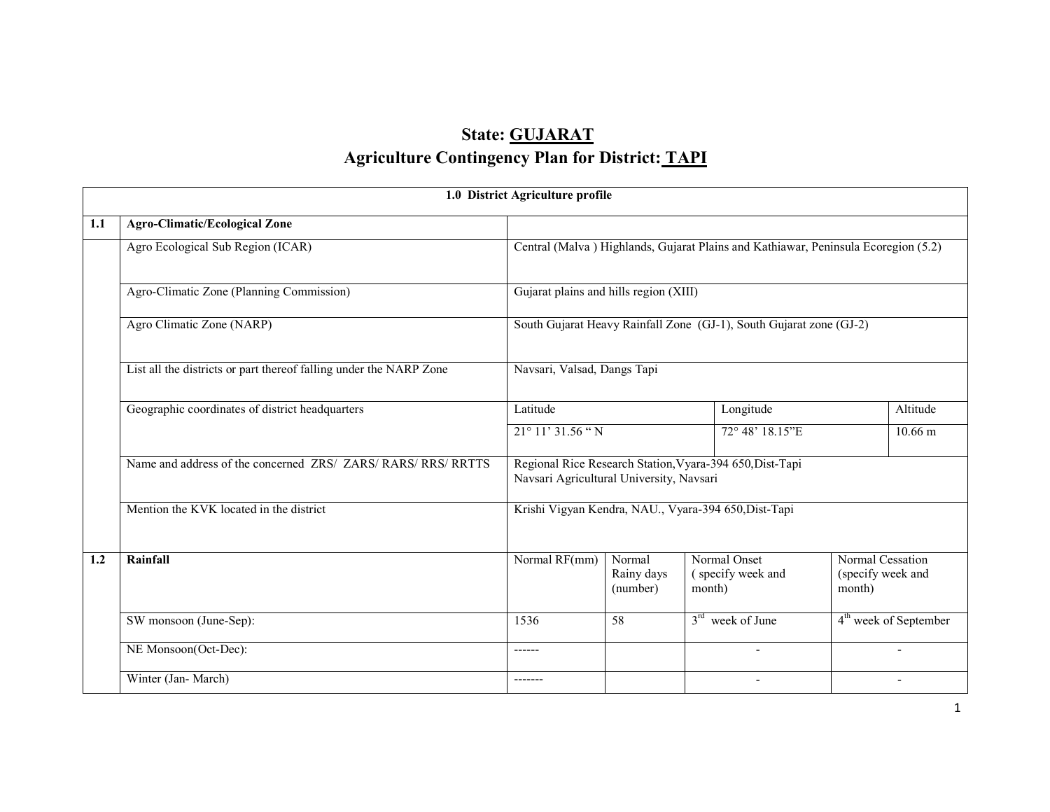# State: GUJARAT
## Agriculture Contingency Plan for District: TAPI

| 1.0 District Agriculture profile | | | | | |
|---|---|---|---|---|---|
| **1.1** | **Agro-Climatic/Ecological Zone** | | | | |
| | Agro Ecological Sub Region (ICAR) | Central (Malva ) Highlands, Gujarat Plains and Kathiawar, Peninsula Ecoregion (5.2) | | | |
| | Agro-Climatic Zone (Planning Commission) | Gujarat plains and hills region (XIII) | | | |
| | Agro Climatic Zone (NARP) | South Gujarat Heavy Rainfall Zone (GJ-1), South Gujarat zone (GJ-2) | | | |
| | List all the districts or part thereof falling under the NARP Zone | Navsari, Valsad, Dangs Tapi | | | |
| | Geographic coordinates of district headquarters | Latitude | | Longitude | Altitude |
| | | 21° 11' 31.56 " N | | 72° 48' 18.15"E | 10.66 m |
| | Name and address of the concerned ZRS/ ZARS/ RARS/ RRS/ RRTTS | Regional Rice Research Station,Vyara-394 650,Dist-Tapi<br>Navsari Agricultural University, Navsari | | | |
| | Mention the KVK located in the district | Krishi Vigyan Kendra, NAU., Vyara-394 650,Dist-Tapi | | | |
| **1.2** | **Rainfall** | Normal RF(mm) | Normal Rainy days (number) | Normal Onset ( specify week and month) | Normal Cessation (specify week and month) |
| | SW monsoon (June-Sep): | 1536 | 58 | 3rd week of June | 4th week of September |
| | NE Monsoon(Oct-Dec): | ------ | | - | - |
| | Winter (Jan- March) | ------- | | - | - |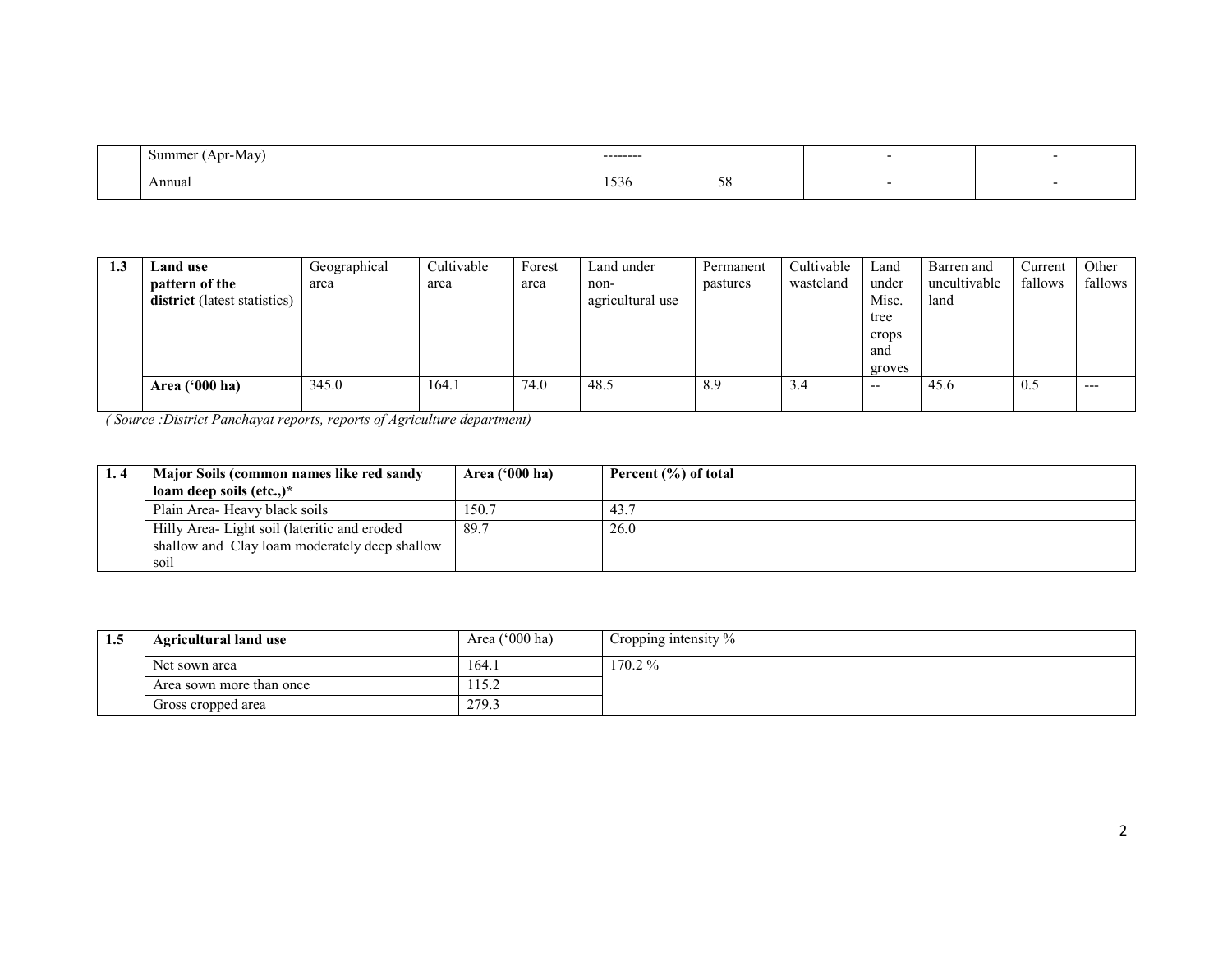|  | Summer (Apr-May) | -------- |  | - | - |
|---|---|---|---|---|---|
|  | Annual | 1536 | 58 | - | - |

| 1.3 | Land use pattern of the district (latest statistics) | Geographical area | Cultivable area | Forest area | Land under non-agricultural use | Permanent pastures | Cultivable wasteland | Land under Misc. tree crops and groves | Barren and uncultivable land | Current fallows | Other fallows |
|---|---|---|---|---|---|---|---|---|---|---|---|
|  | Area ('000 ha) | 345.0 | 164.1 | 74.0 | 48.5 | 8.9 | 3.4 | -- | 45.6 | 0.5 | --- |

*( Source :District Panchayat reports, reports of Agriculture department)*

| 1. 4 | Major Soils (common names like red sandy loam deep soils (etc.,)* | Area ('000 ha) | Percent (%) of total |
|---|---|---|---|
|  | Plain Area- Heavy black soils | 150.7 | 43.7 |
|  | Hilly Area- Light soil (lateritic and eroded shallow and Clay loam moderately deep shallow soil | 89.7 | 26.0 |

| 1.5 | Agricultural land use | Area ('000 ha) | Cropping intensity % |
|---|---|---|---|
|  | Net sown area | 164.1 | 170.2 % |
|  | Area sown more than once | 115.2 |  |
|  | Gross cropped area | 279.3 |  |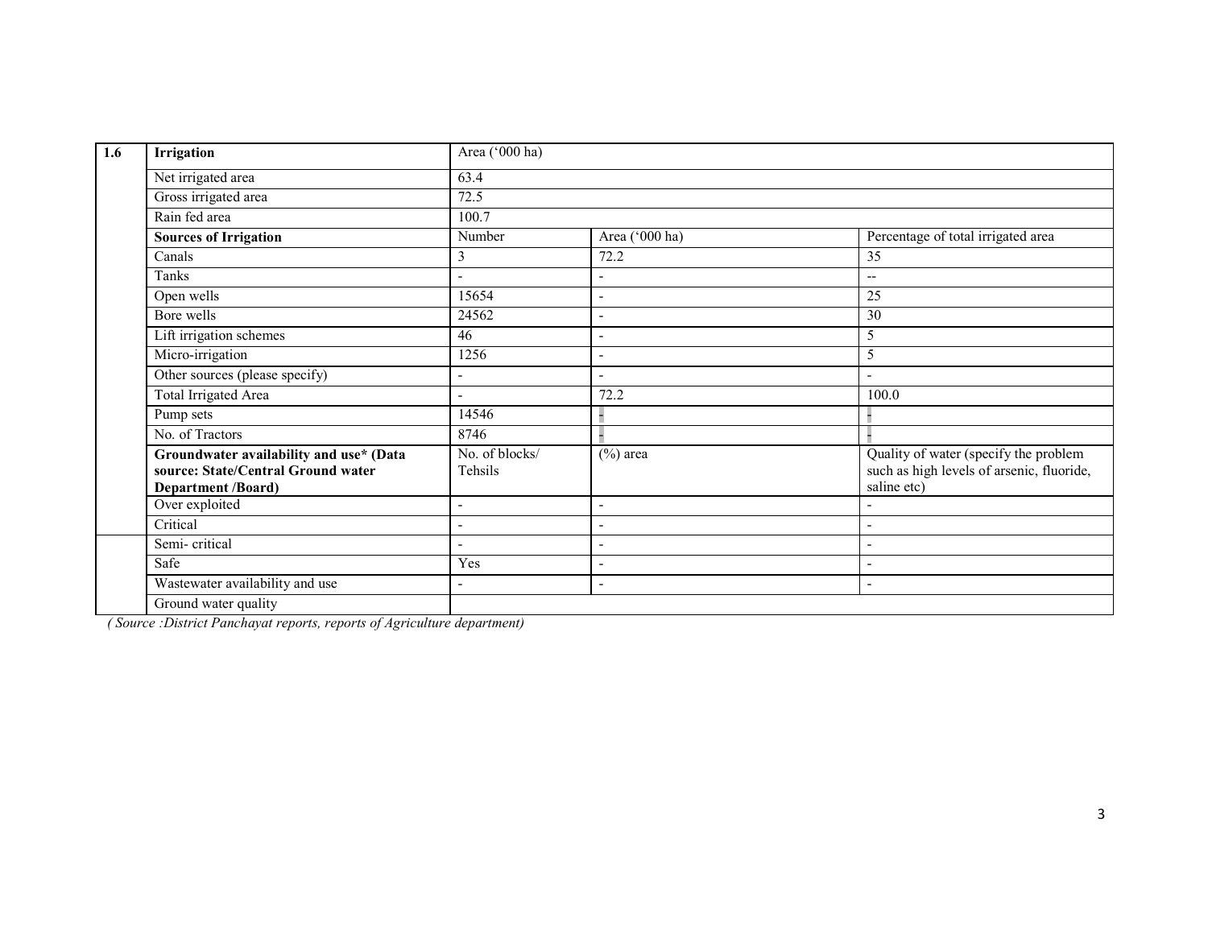| 1.6 | Irrigation | Area ('000 ha) | | |
|---|---|---|---|---|
| | Net irrigated area | 63.4 | | |
| | Gross irrigated area | 72.5 | | |
| | Rain fed area | 100.7 | | |
| | **Sources of Irrigation** | Number | Area ('000 ha) | Percentage of total irrigated area |
| | Canals | 3 | 72.2 | 35 |
| | Tanks | - | - | -- |
| | Open wells | 15654 | - | 25 |
| | Bore wells | 24562 | - | 30 |
| | Lift irrigation schemes | 46 | - | 5 |
| | Micro-irrigation | 1256 | - | 5 |
| | Other sources (please specify) | - | - | - |
| | Total Irrigated Area | - | 72.2 | 100.0 |
| | Pump sets | 14546 | - | - |
| | No. of Tractors | 8746 | - | - |
| | **Groundwater availability and use\* (Data source: State/Central Ground water Department /Board)** | No. of blocks/ Tehsils | (%) area | Quality of water (specify the problem such as high levels of arsenic, fluoride, saline etc) |
| | Over exploited | - | - | - |
| | Critical | - | - | - |
| | Semi- critical | - | - | - |
| | Safe | Yes | - | - |
| | Wastewater availability and use | - | - | - |
| | Ground water quality | | | |

*( Source :District Panchayat reports, reports of Agriculture department)*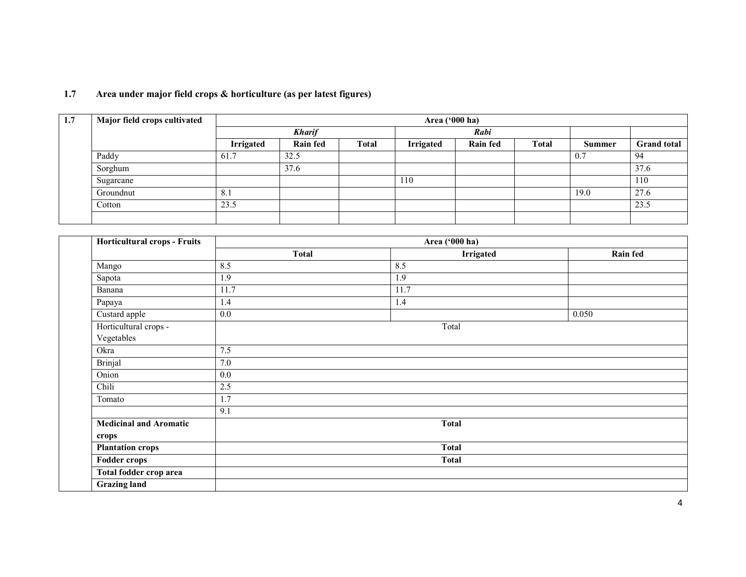## 1.7 Area under major field crops & horticulture (as per latest figures)

| 1.7 | Major field crops cultivated | Area ('000 ha) | | | | | | | |
|---|---|---|---|---|---|---|---|---|---|
| | | *Kharif* | | | *Rabi* | | | | |
| | | Irrigated | Rain fed | Total | Irrigated | Rain fed | Total | Summer | Grand total |
| | Paddy | 61.7 | 32.5 | | | | | 0.7 | 94 |
| | Sorghum | | 37.6 | | | | | | 37.6 |
| | Sugarcane | | | | 110 | | | | 110 |
| | Groundnut | 8.1 | | | | | | 19.0 | 27.6 |
| | Cotton | 23.5 | | | | | | | 23.5 |
| | | | | | | | | | |

| | Horticultural crops - Fruits | Area ('000 ha) | | |
|---|---|---|---|---|
| | | Total | Irrigated | Rain fed |
| | Mango | 8.5 | 8.5 | |
| | Sapota | 1.9 | 1.9 | |
| | Banana | 11.7 | 11.7 | |
| | Papaya | 1.4 | 1.4 | |
| | Custard apple | 0.0 | | 0.050 |
| | Horticultural crops - Vegetables | Total | | |
| | Okra | 7.5 | | |
| | Brinjal | 7.0 | | |
| | Onion | 0.0 | | |
| | Chili | 2.5 | | |
| | Tomato | 1.7 | | |
| | | 9.1 | | |
| | **Medicinal and Aromatic crops** | **Total** | | |
| | **Plantation crops** | **Total** | | |
| | **Fodder crops** | **Total** | | |
| | **Total fodder crop area** | | | |
| | **Grazing land** | | | |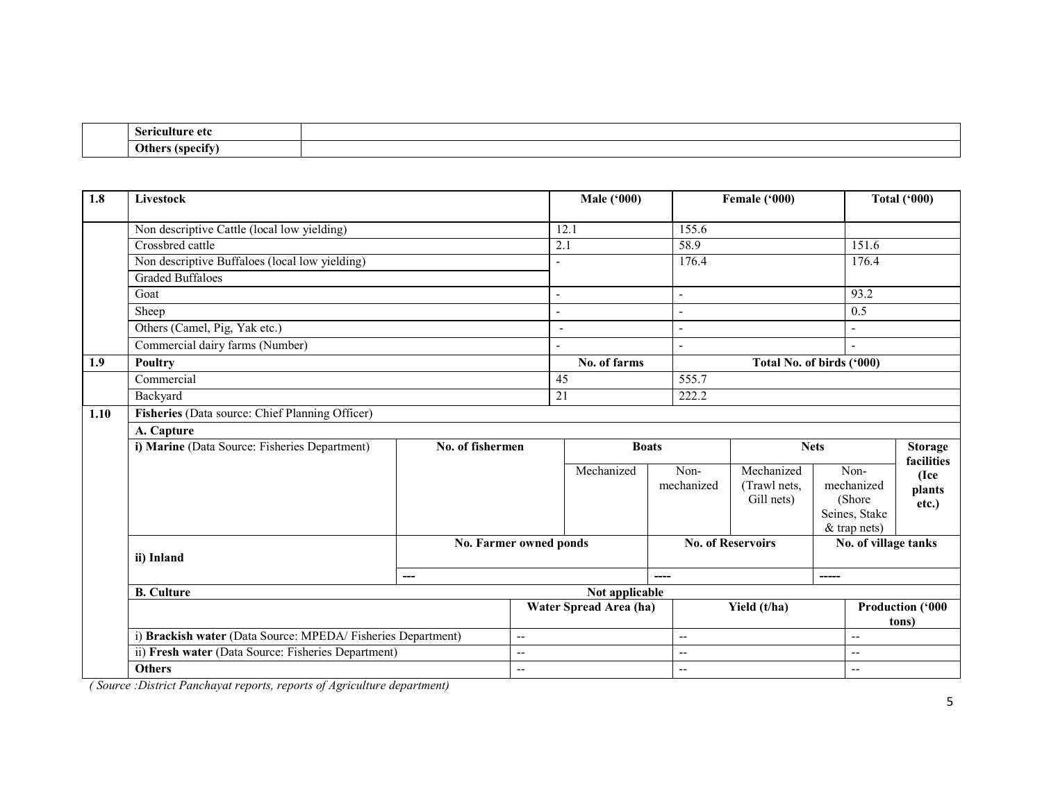| | Sericulture etc | |
|---|---|---|
| | Others (specify) | |

| 1.8 | Livestock | Male ('000) | Female ('000) | Total ('000) |
|---|---|---|---|---|
| | Non descriptive Cattle (local low yielding) | 12.1 | 155.6 | |
| | Crossbred cattle | 2.1 | 58.9 | 151.6 |
| | Non descriptive Buffaloes (local low yielding) | - | 176.4 | 176.4 |
| | Graded Buffaloes | | | |
| | Goat | - | - | 93.2 |
| | Sheep | - | - | 0.5 |
| | Others (Camel, Pig, Yak etc.) | - | - | - |
| | Commercial dairy farms (Number) | - | - | - |
| **1.9** | **Poultry** | **No. of farms** | **Total No. of birds ('000)** | |
| | Commercial | 45 | 555.7 | |
| | Backyard | 21 | 222.2 | |

| 1.10 | Fisheries (Data source: Chief Planning Officer) | | | | | | |
|---|---|---|---|---|---|---|---|
| | **A. Capture** | | | | | | |
| | **i) Marine** (Data Source: Fisheries Department) | **No. of fishermen** | **Boats** | | **Nets** | | **Storage facilities (Ice plants etc.)** |
| | | | Mechanized | Non-mechanized | Mechanized (Trawl nets, Gill nets) | Non-mechanized (Shore Seines, Stake & trap nets) | |
| | **ii) Inland** | **No. Farmer owned ponds** | | **No. of Reservoirs** | | **No. of village tanks** | |
| | | --- | | ---- | | ----- | |
| | **B. Culture** | Not applicable | | | | | |
| | | **Water Spread Area (ha)** | | **Yield (t/ha)** | | **Production ('000 tons)** | |
| | i) **Brackish water** (Data Source: MPEDA/ Fisheries Department) | -- | | -- | | -- | |
| | ii) **Fresh water** (Data Source: Fisheries Department) | -- | | -- | | -- | |
| | **Others** | -- | | -- | | -- | |

*( Source :District Panchayat reports, reports of Agriculture department)*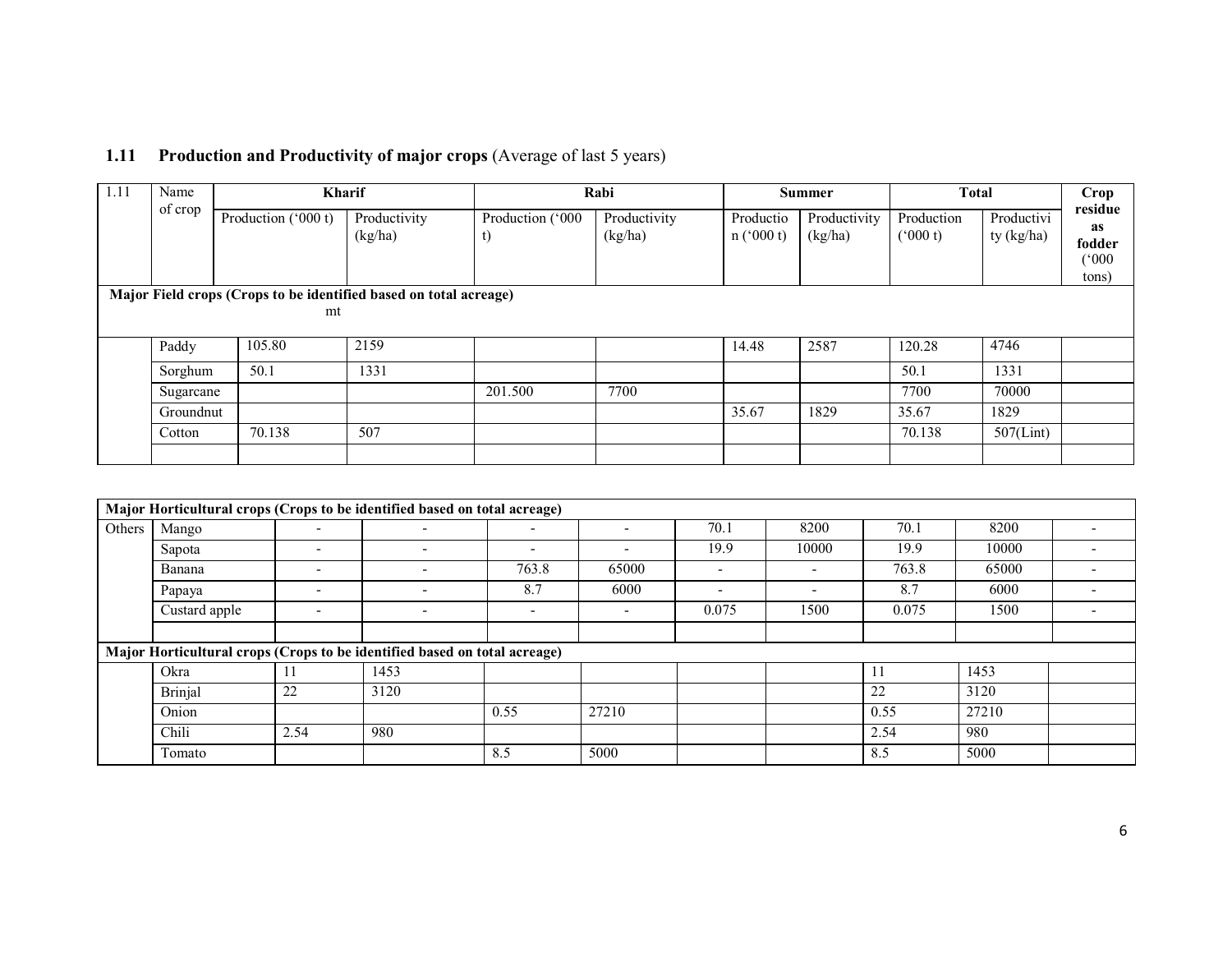## 1.11 **Production and Productivity of major crops** (Average of last 5 years)

| 1.11 | Name of crop | Kharif | | Rabi | | Summer | | Total | | Crop residue as fodder ('000 tons) |
|---|---|---|---|---|---|---|---|---|---|---|
| | | Production ('000 t) | Productivity (kg/ha) | Production ('000 t) | Productivity (kg/ha) | Production ('000 t) | Productivity (kg/ha) | Production ('000 t) | Productivity (kg/ha) | |
| **Major Field crops (Crops to be identified based on total acreage)** mt | | | | | | | | | | |
| | Paddy | 105.80 | 2159 | | | 14.48 | 2587 | 120.28 | 4746 | |
| | Sorghum | 50.1 | 1331 | | | | | 50.1 | 1331 | |
| | Sugarcane | | | 201.500 | 7700 | | | 7700 | 70000 | |
| | Groundnut | | | | | 35.67 | 1829 | 35.67 | 1829 | |
| | Cotton | 70.138 | 507 | | | | | 70.138 | 507(Lint) | |
| | | | | | | | | | | |
| **Major Horticultural crops (Crops to be identified based on total acreage)** | | | | | | | | | | |
| Others | Mango | - | - | - | - | 70.1 | 8200 | 70.1 | 8200 | - |
| | Sapota | - | - | - | - | 19.9 | 10000 | 19.9 | 10000 | - |
| | Banana | - | - | 763.8 | 65000 | - | - | 763.8 | 65000 | - |
| | Papaya | - | - | 8.7 | 6000 | - | - | 8.7 | 6000 | - |
| | Custard apple | - | - | - | - | 0.075 | 1500 | 0.075 | 1500 | - |
| | | | | | | | | | | |
| **Major Horticultural crops (Crops to be identified based on total acreage)** | | | | | | | | | | |
| | Okra | 11 | 1453 | | | | | 11 | 1453 | |
| | Brinjal | 22 | 3120 | | | | | 22 | 3120 | |
| | Onion | | | 0.55 | 27210 | | | 0.55 | 27210 | |
| | Chili | 2.54 | 980 | | | | | 2.54 | 980 | |
| | Tomato | | | 8.5 | 5000 | | | 8.5 | 5000 | |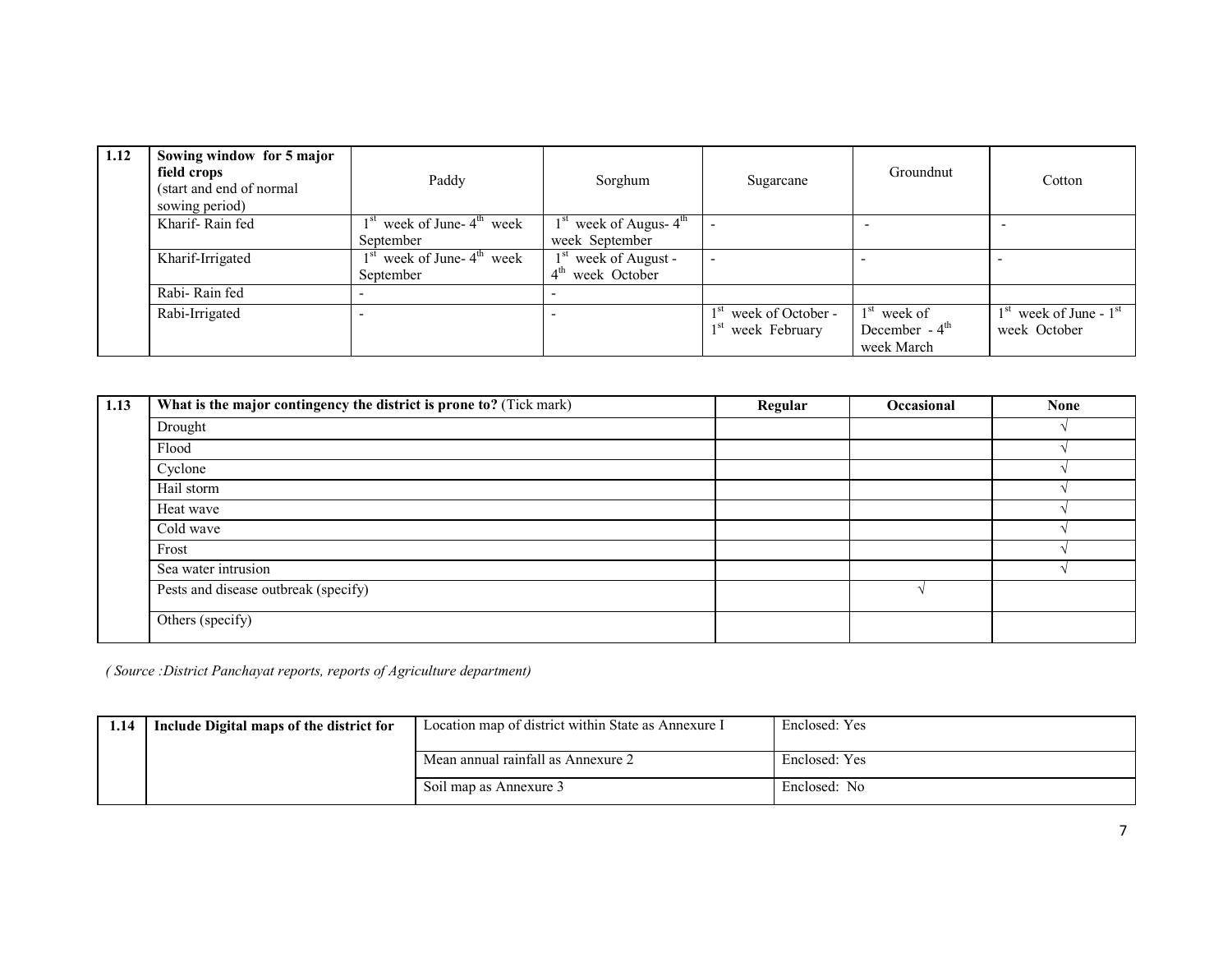| 1.12 | **Sowing window for 5 major field crops** (start and end of normal sowing period) | Paddy | Sorghum | Sugarcane | Groundnut | Cotton |
|---|---|---|---|---|---|---|
| | Kharif- Rain fed | 1st week of June- 4th week September | 1st week of Augus- 4th week September | - | - | - |
| | Kharif-Irrigated | 1st week of June- 4th week September | 1st week of August - 4th week October | - | - | - |
| | Rabi- Rain fed | - | - | | | |
| | Rabi-Irrigated | - | - | 1st week of October - 1st week February | 1st week of December - 4th week March | 1st week of June - 1st week October |

| 1.13 | **What is the major contingency the district is prone to?** (Tick mark) | **Regular** | **Occasional** | **None** |
|---|---|---|---|---|
| | Drought | | | √ |
| | Flood | | | √ |
| | Cyclone | | | √ |
| | Hail storm | | | √ |
| | Heat wave | | | √ |
| | Cold wave | | | √ |
| | Frost | | | √ |
| | Sea water intrusion | | | √ |
| | Pests and disease outbreak (specify) | | √ | |
| | Others (specify) | | | |

*( Source :District Panchayat reports, reports of Agriculture department)*

| 1.14 | **Include Digital maps of the district for** | Location map of district within State as Annexure I | Enclosed: Yes |
|---|---|---|---|
| | | Mean annual rainfall as Annexure 2 | Enclosed: Yes |
| | | Soil map as Annexure 3 | Enclosed: No |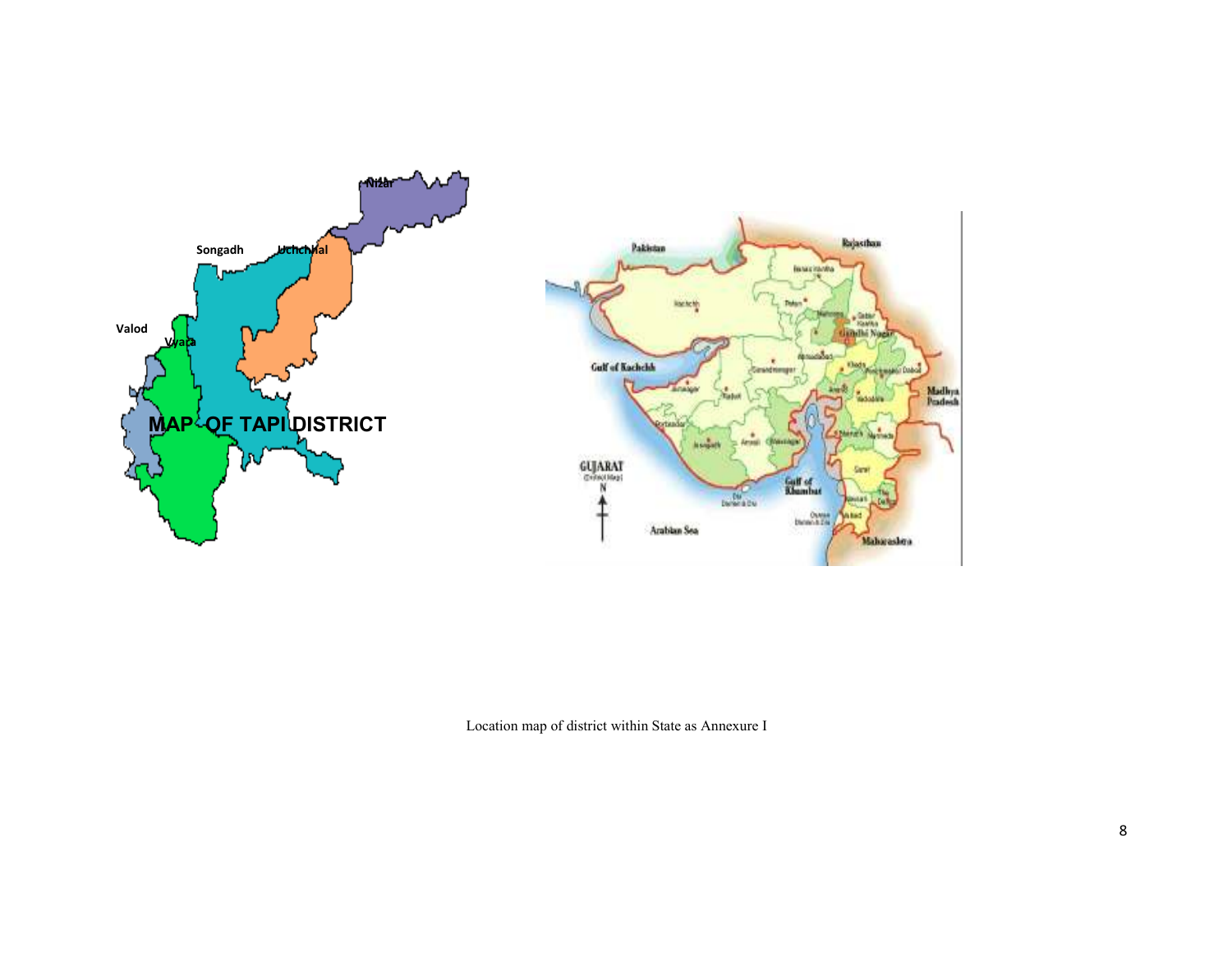Location map of district within State as Annexure I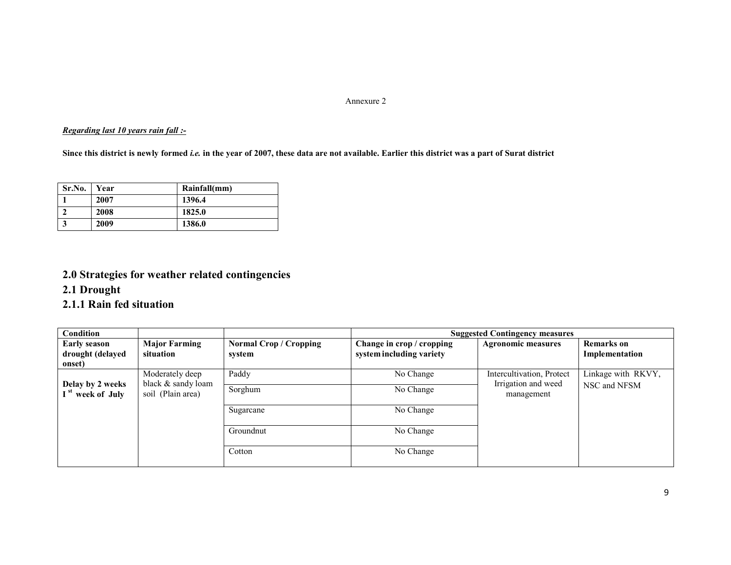Annexure 2

***Regarding last 10 years rain fall :-***

**Since this district is newly formed *i.e.* in the year of 2007, these data are not available. Earlier this district was a part of Surat district**

| Sr.No. | Year | Rainfall(mm) |
|---|---|---|
| **1** | **2007** | **1396.4** |
| **2** | **2008** | **1825.0** |
| **3** | **2009** | **1386.0** |

## 2.0 Strategies for weather related contingencies

## 2.1 Drought

## 2.1.1 Rain fed situation

| Condition | | | Suggested Contingency measures | | |
|---|---|---|---|---|---|
| **Early season drought (delayed onset)** | **Major Farming situation** | **Normal Crop / Cropping system** | **Change in crop / cropping system including variety** | **Agronomic measures** | **Remarks on Implementation** |
| **Delay by 2 weeks I st week of July** | Moderately deep black & sandy loam soil (Plain area) | Paddy | No Change | Intercultivation, Protect Irrigation and weed management | Linkage with RKVY, NSC and NFSM |
| | | Sorghum | No Change | | |
| | | Sugarcane | No Change | | |
| | | Groundnut | No Change | | |
| | | Cotton | No Change | | |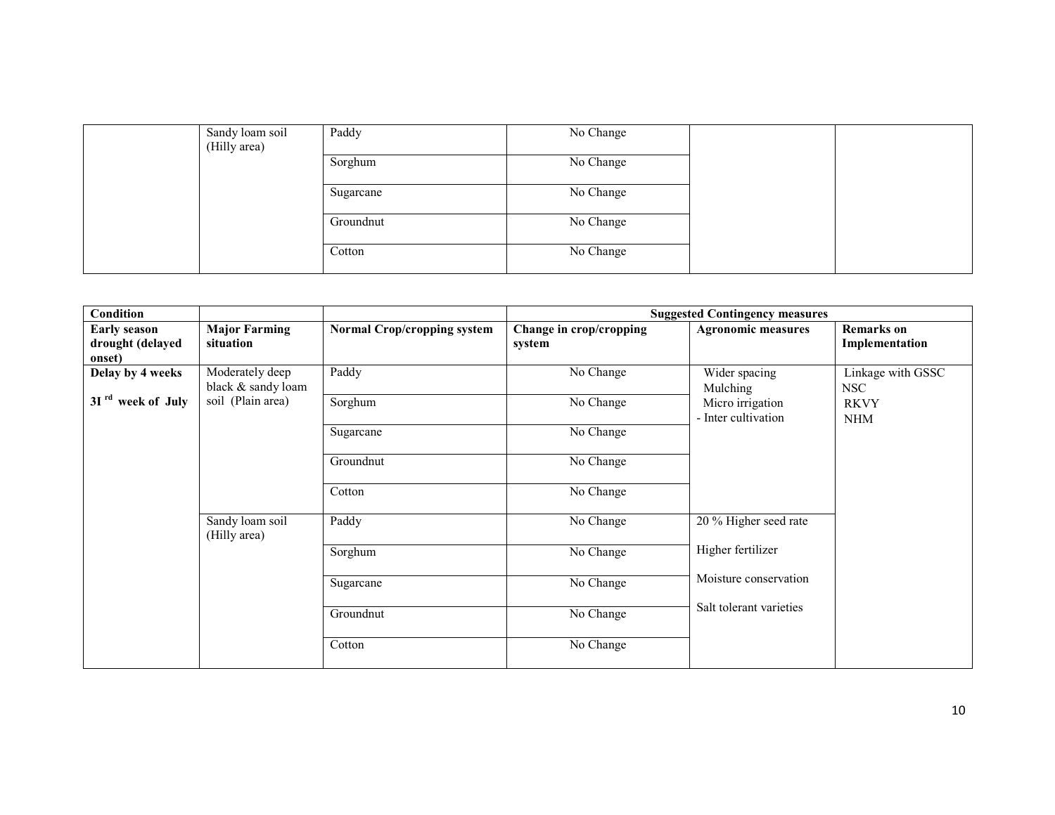| | Sandy loam soil (Hilly area) | Paddy | No Change | | |
|---|---|---|---|---|---|
| | | Sorghum | No Change | | |
| | | Sugarcane | No Change | | |
| | | Groundnut | No Change | | |
| | | Cotton | No Change | | |

| Condition | | | Suggested Contingency measures | | |
|---|---|---|---|---|---|
| **Early season drought (delayed onset)** | **Major Farming situation** | **Normal Crop/cropping system** | **Change in crop/cropping system** | **Agronomic measures** | **Remarks on Implementation** |
| **Delay by 4 weeks**<br>**3I rd week of July** | Moderately deep black & sandy loam soil (Plain area) | Paddy | No Change | Wider spacing<br>Mulching<br>Micro irrigation<br>- Inter cultivation | Linkage with GSSC<br>NSC<br>RKVY<br>NHM |
| | | Sorghum | No Change | | |
| | | Sugarcane | No Change | | |
| | | Groundnut | No Change | | |
| | | Cotton | No Change | | |
| | Sandy loam soil (Hilly area) | Paddy | No Change | 20 % Higher seed rate<br>Higher fertilizer<br>Moisture conservation<br>Salt tolerant varieties | |
| | | Sorghum | No Change | | |
| | | Sugarcane | No Change | | |
| | | Groundnut | No Change | | |
| | | Cotton | No Change | | |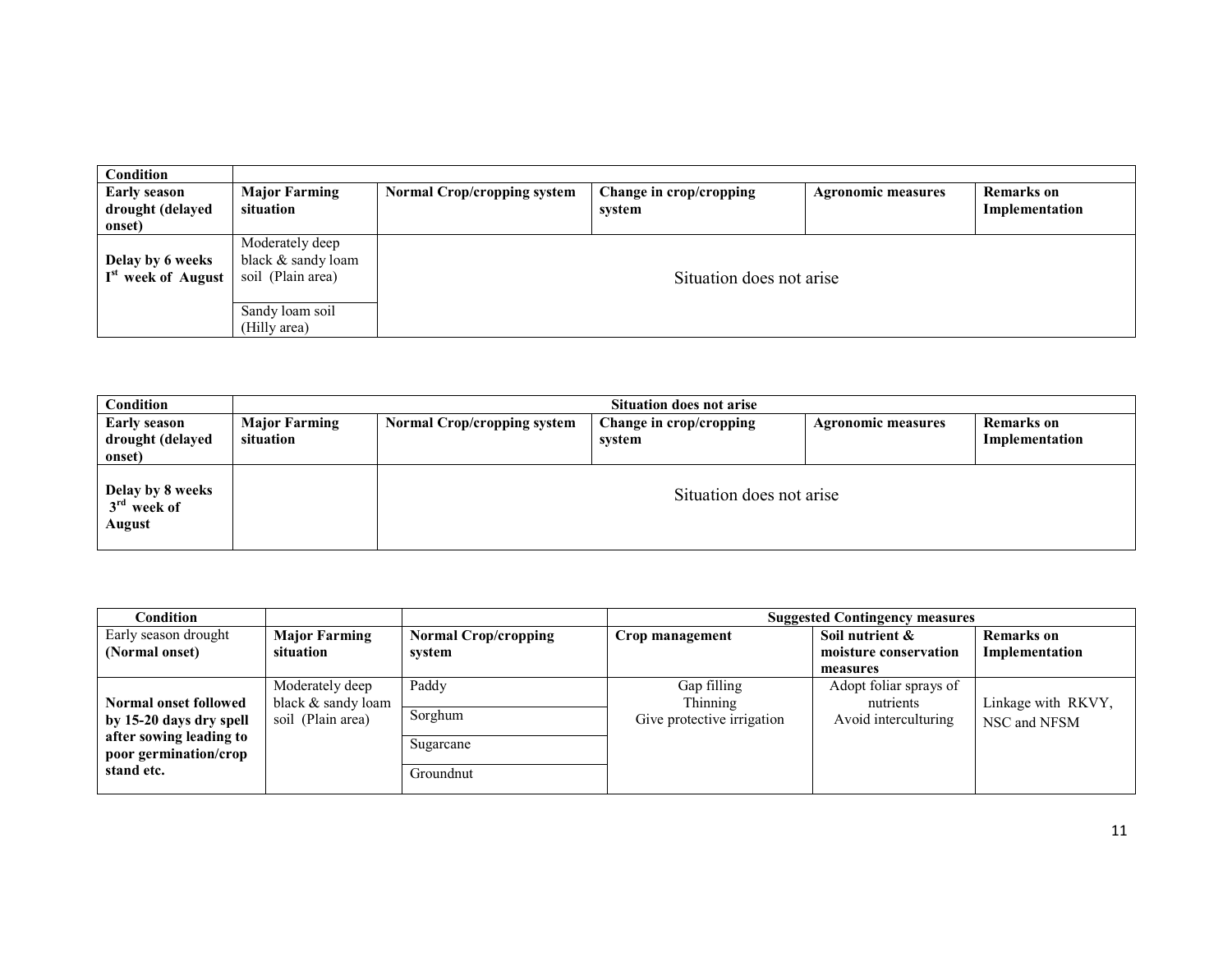| Condition | | | | | |
|---|---|---|---|---|---|
| **Early season drought (delayed onset)** | **Major Farming situation** | **Normal Crop/cropping system** | **Change in crop/cropping system** | **Agronomic measures** | **Remarks on Implementation** |
| **Delay by 6 weeks I[st] week of August** | Moderately deep black & sandy loam soil (Plain area) | Situation does not arise | | | |
| | Sandy loam soil (Hilly area) | | | | |

| Condition | Situation does not arise | | | | |
|---|---|---|---|---|---|
| **Early season drought (delayed onset)** | **Major Farming situation** | **Normal Crop/cropping system** | **Change in crop/cropping system** | **Agronomic measures** | **Remarks on Implementation** |
| **Delay by 8 weeks 3[rd] week of August** | | Situation does not arise | | | |

| Condition | | | Suggested Contingency measures | | |
|---|---|---|---|---|---|
| Early season drought **(Normal onset)** | **Major Farming situation** | **Normal Crop/cropping system** | **Crop management** | **Soil nutrient & moisture conservation measures** | **Remarks on Implementation** |
| **Normal onset followed by 15-20 days dry spell after sowing leading to poor germination/crop stand etc.** | Moderately deep black & sandy loam soil (Plain area) | Paddy | Gap filling<br>Thinning<br>Give protective irrigation | Adopt foliar sprays of nutrients<br>Avoid interculturing | Linkage with RKVY, NSC and NFSM |
| | | Sorghum | | | |
| | | Sugarcane | | | |
| | | Groundnut | | | |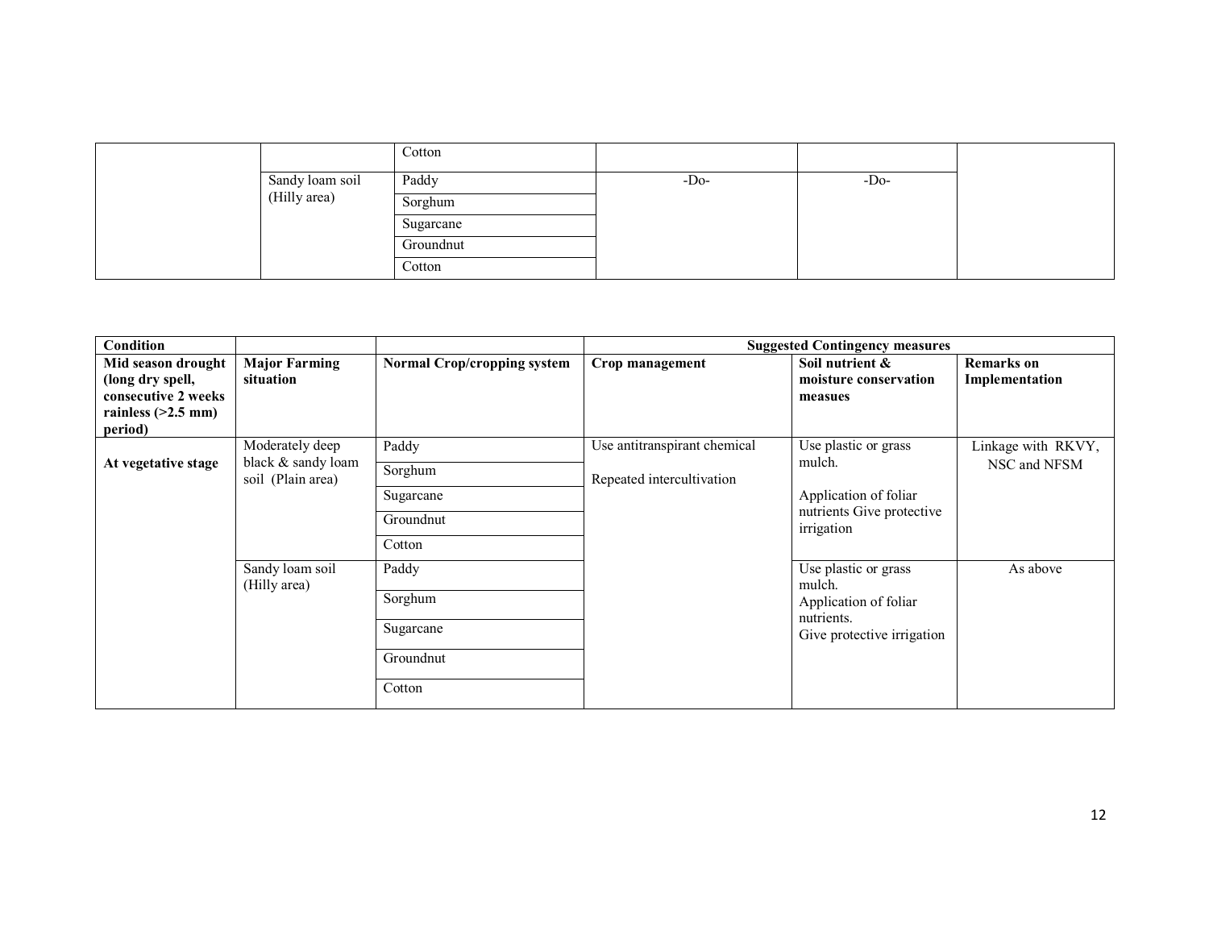| | | | | | |
|---|---|---|---|---|---|
| | | Cotton | | | |
| | Sandy loam soil (Hilly area) | Paddy | -Do- | -Do- | |
| | | Sorghum | | | |
| | | Sugarcane | | | |
| | | Groundnut | | | |
| | | Cotton | | | |

| Condition | | | Suggested Contingency measures | | |
|---|---|---|---|---|---|
| **Mid season drought (long dry spell, consecutive 2 weeks rainless (>2.5 mm) period)** | **Major Farming situation** | **Normal Crop/cropping system** | **Crop management** | **Soil nutrient & moisture conservation measues** | **Remarks on Implementation** |
| **At vegetative stage** | Moderately deep black & sandy loam soil (Plain area) | Paddy | Use antitranspirant chemical<br><br>Repeated intercultivation | Use plastic or grass mulch.<br><br>Application of foliar nutrients Give protective irrigation | Linkage with RKVY, NSC and NFSM |
| | | Sorghum | | | |
| | | Sugarcane | | | |
| | | Groundnut | | | |
| | | Cotton | | | |
| | Sandy loam soil (Hilly area) | Paddy | | Use plastic or grass mulch.<br>Application of foliar nutrients.<br>Give protective irrigation | As above |
| | | Sorghum | | | |
| | | Sugarcane | | | |
| | | Groundnut | | | |
| | | Cotton | | | |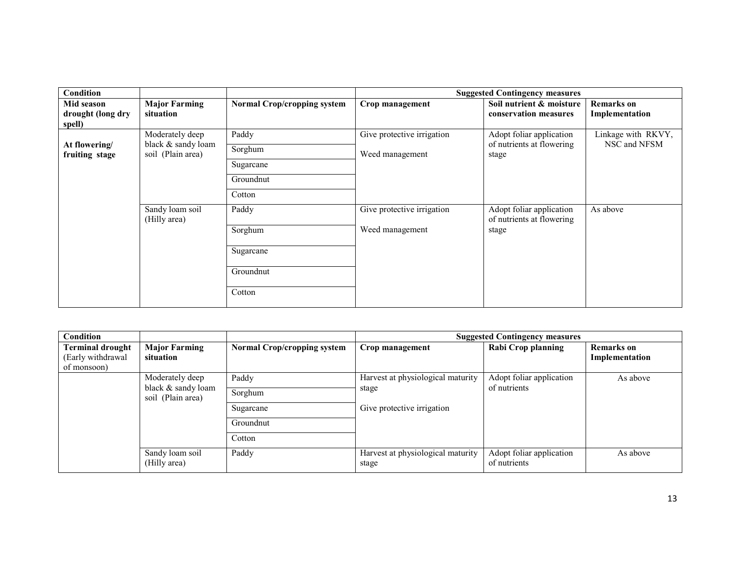| Condition | | | Suggested Contingency measures | | |
|---|---|---|---|---|---|
| **Mid season drought (long dry spell)** | **Major Farming situation** | **Normal Crop/cropping system** | **Crop management** | **Soil nutrient & moisture conservation measures** | **Remarks on Implementation** |
| **At flowering/ fruiting stage** | Moderately deep black & sandy loam soil (Plain area) | Paddy | Give protective irrigation<br><br>Weed management | Adopt foliar application of nutrients at flowering stage | Linkage with RKVY, NSC and NFSM |
| | | Sorghum | | | |
| | | Sugarcane | | | |
| | | Groundnut | | | |
| | | Cotton | | | |
| | Sandy loam soil (Hilly area) | Paddy | Give protective irrigation<br><br>Weed management | Adopt foliar application of nutrients at flowering stage | As above |
| | | Sorghum | | | |
| | | Sugarcane | | | |
| | | Groundnut | | | |
| | | Cotton | | | |

| Condition | | | Suggested Contingency measures | | |
|---|---|---|---|---|---|
| **Terminal drought** (Early withdrawal of monsoon) | **Major Farming situation** | **Normal Crop/cropping system** | **Crop management** | **Rabi Crop planning** | **Remarks on Implementation** |
| | Moderately deep black & sandy loam soil (Plain area) | Paddy | Harvest at physiological maturity stage<br><br>Give protective irrigation | Adopt foliar application of nutrients | As above |
| | | Sorghum | | | |
| | | Sugarcane | | | |
| | | Groundnut | | | |
| | | Cotton | | | |
| | Sandy loam soil (Hilly area) | Paddy | Harvest at physiological maturity stage | Adopt foliar application of nutrients | As above |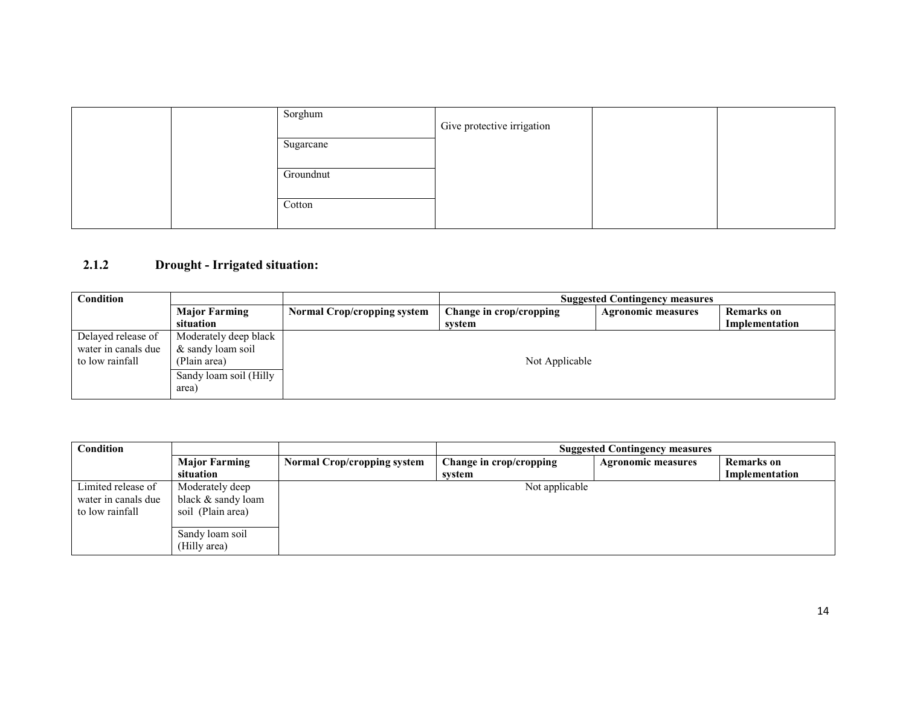| | | Sorghum | Give protective irrigation | | |
|---|---|---|---|---|---|
| | | Sugarcane | | | |
| | | Groundnut | | | |
| | | Cotton | | | |

### 2.1.2 Drought - Irrigated situation:

| Condition | | | Suggested Contingency measures | | |
|---|---|---|---|---|---|
| | **Major Farming situation** | **Normal Crop/cropping system** | **Change in crop/cropping system** | **Agronomic measures** | **Remarks on Implementation** |
| Delayed release of water in canals due to low rainfall | Moderately deep black & sandy loam soil (Plain area) | Not Applicable | | | |
| | Sandy loam soil (Hilly area) | | | | |

| Condition | | | Suggested Contingency measures | | |
|---|---|---|---|---|---|
| | **Major Farming situation** | **Normal Crop/cropping system** | **Change in crop/cropping system** | **Agronomic measures** | **Remarks on Implementation** |
| Limited release of water in canals due to low rainfall | Moderately deep black & sandy loam soil (Plain area) | Not applicable | | | |
| | Sandy loam soil (Hilly area) | | | | |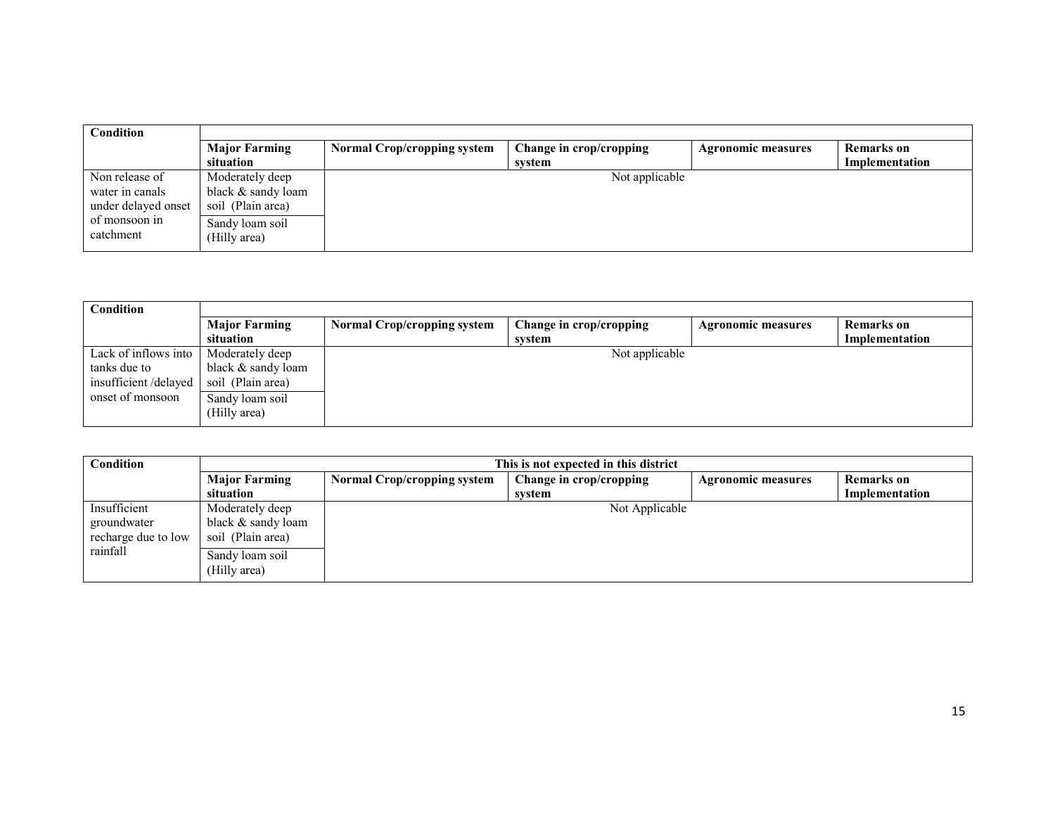| Condition | | | | | |
|---|---|---|---|---|---|
| | **Major Farming situation** | **Normal Crop/cropping system** | **Change in crop/cropping system** | **Agronomic measures** | **Remarks on Implementation** |
| Non release of water in canals under delayed onset of monsoon in catchment | Moderately deep black & sandy loam soil (Plain area) | Not applicable | | | |
| | Sandy loam soil (Hilly area) | | | | |

| Condition | | | | | |
|---|---|---|---|---|---|
| | **Major Farming situation** | **Normal Crop/cropping system** | **Change in crop/cropping system** | **Agronomic measures** | **Remarks on Implementation** |
| Lack of inflows into tanks due to insufficient /delayed onset of monsoon | Moderately deep black & sandy loam soil (Plain area) | Not applicable | | | |
| | Sandy loam soil (Hilly area) | | | | |

| Condition | **This is not expected in this district** | | | | |
|---|---|---|---|---|---|
| | **Major Farming situation** | **Normal Crop/cropping system** | **Change in crop/cropping system** | **Agronomic measures** | **Remarks on Implementation** |
| Insufficient groundwater recharge due to low rainfall | Moderately deep black & sandy loam soil (Plain area) | Not Applicable | | | |
| | Sandy loam soil (Hilly area) | | | | |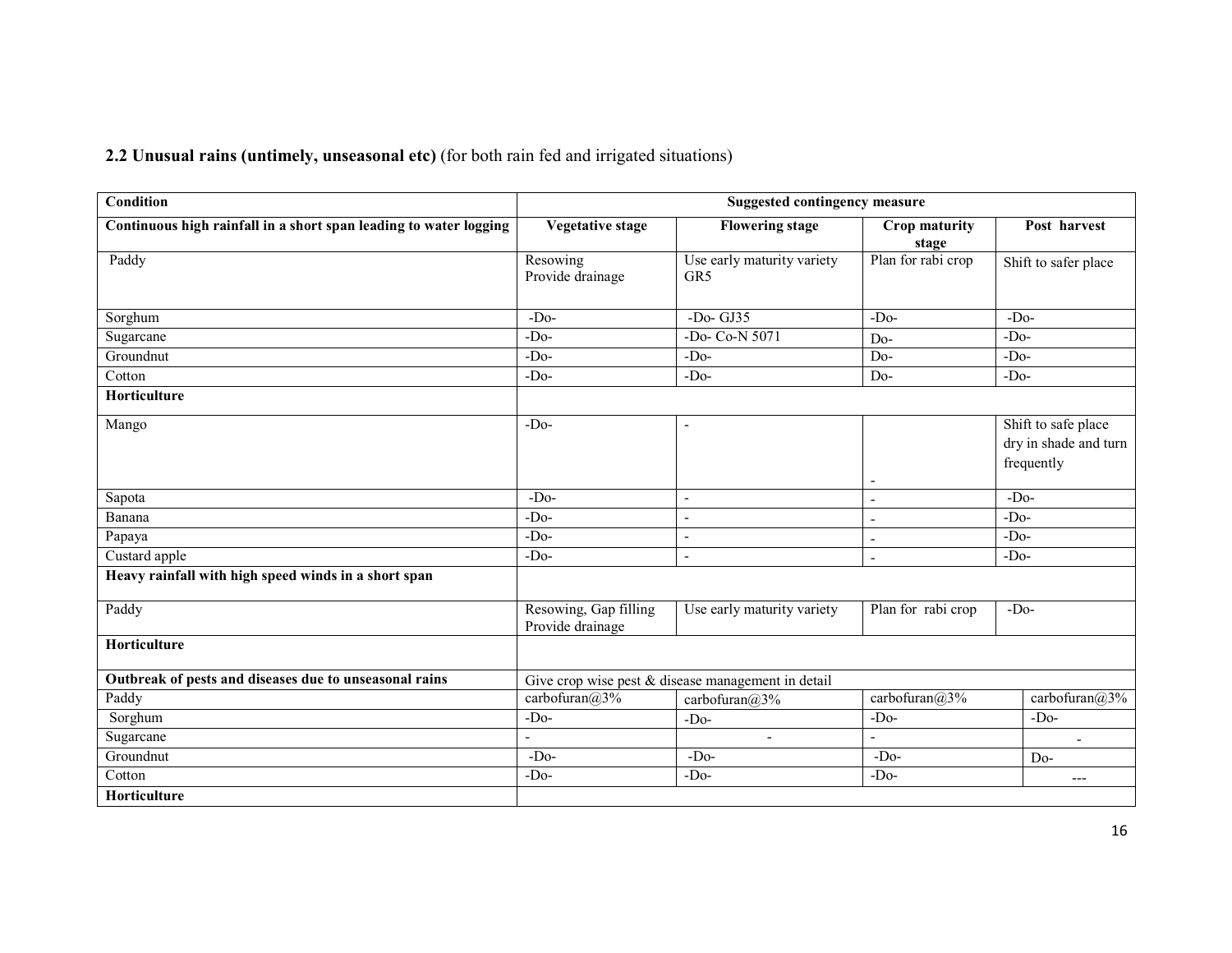**2.2 Unusual rains (untimely, unseasonal etc)** (for both rain fed and irrigated situations)

| Condition | Suggested contingency measure | | | |
|---|---|---|---|---|
| **Continuous high rainfall in a short span leading to water logging** | **Vegetative stage** | **Flowering stage** | **Crop maturity stage** | **Post harvest** |
| Paddy | Resowing<br>Provide drainage | Use early maturity variety GR5 | Plan for rabi crop | Shift to safer place |
| Sorghum | -Do- | -Do- GJ35 | -Do- | -Do- |
| Sugarcane | -Do- | -Do- Co-N 5071 | Do- | -Do- |
| Groundnut | -Do- | -Do- | Do- | -Do- |
| Cotton | -Do- | -Do- | Do- | -Do- |
| **Horticulture** | | | | |
| Mango | -Do- | - | - | Shift to safe place dry in shade and turn frequently |
| Sapota | -Do- | - | - | -Do- |
| Banana | -Do- | - | - | -Do- |
| Papaya | -Do- | - | - | -Do- |
| Custard apple | -Do- | - | - | -Do- |
| **Heavy rainfall with high speed winds in a short span** | | | | |
| Paddy | Resowing, Gap filling<br>Provide drainage | Use early maturity variety | Plan for rabi crop | -Do- |
| **Horticulture** | | | | |
| **Outbreak of pests and diseases due to unseasonal rains** | Give crop wise pest & disease management in detail | | | |
| Paddy | carbofuran@3% | carbofuran@3% | carbofuran@3% | carbofuran@3% |
| Sorghum | -Do- | -Do- | -Do- | -Do- |
| Sugarcane | - | - | - | - |
| Groundnut | -Do- | -Do- | -Do- | Do- |
| Cotton | -Do- | -Do- | -Do- | --- |
| **Horticulture** | | | | |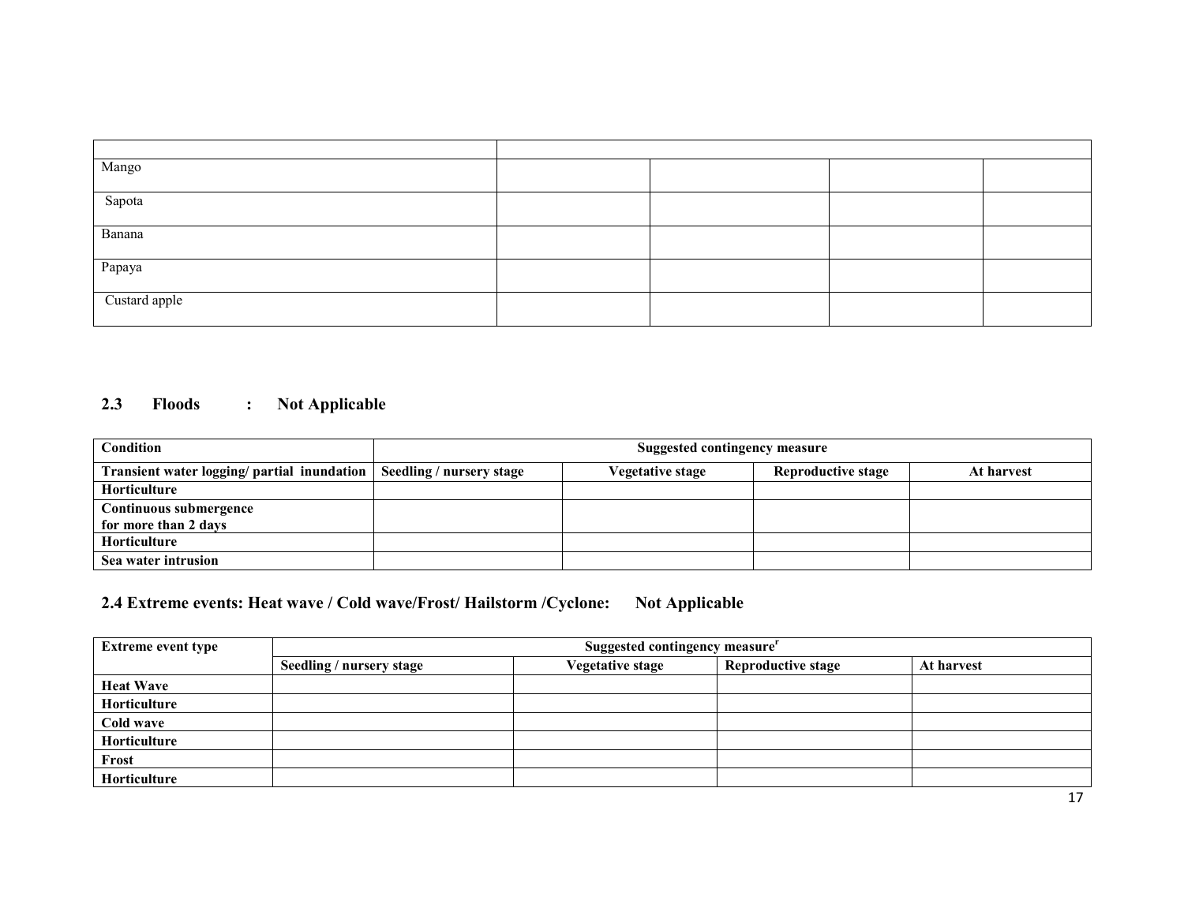| | | | | |
|---|---|---|---|---|
| Mango | | | | |
| Sapota | | | | |
| Banana | | | | |
| Papaya | | | | |
| Custard apple | | | | |

## 2.3 Floods : Not Applicable

| Condition | Suggested contingency measure | | | |
|---|---|---|---|---|
| **Transient water logging/ partial inundation** | **Seedling / nursery stage** | **Vegetative stage** | **Reproductive stage** | **At harvest** |
| **Horticulture** | | | | |
| **Continuous submergence for more than 2 days** | | | | |
| **Horticulture** | | | | |
| **Sea water intrusion** | | | | |

## 2.4 Extreme events: Heat wave / Cold wave/Frost/ Hailstorm /Cyclone: Not Applicable

| Extreme event type | Suggested contingency measure[r] | | | |
|---|---|---|---|---|
| | **Seedling / nursery stage** | **Vegetative stage** | **Reproductive stage** | **At harvest** |
| **Heat Wave** | | | | |
| **Horticulture** | | | | |
| **Cold wave** | | | | |
| **Horticulture** | | | | |
| **Frost** | | | | |
| **Horticulture** | | | | |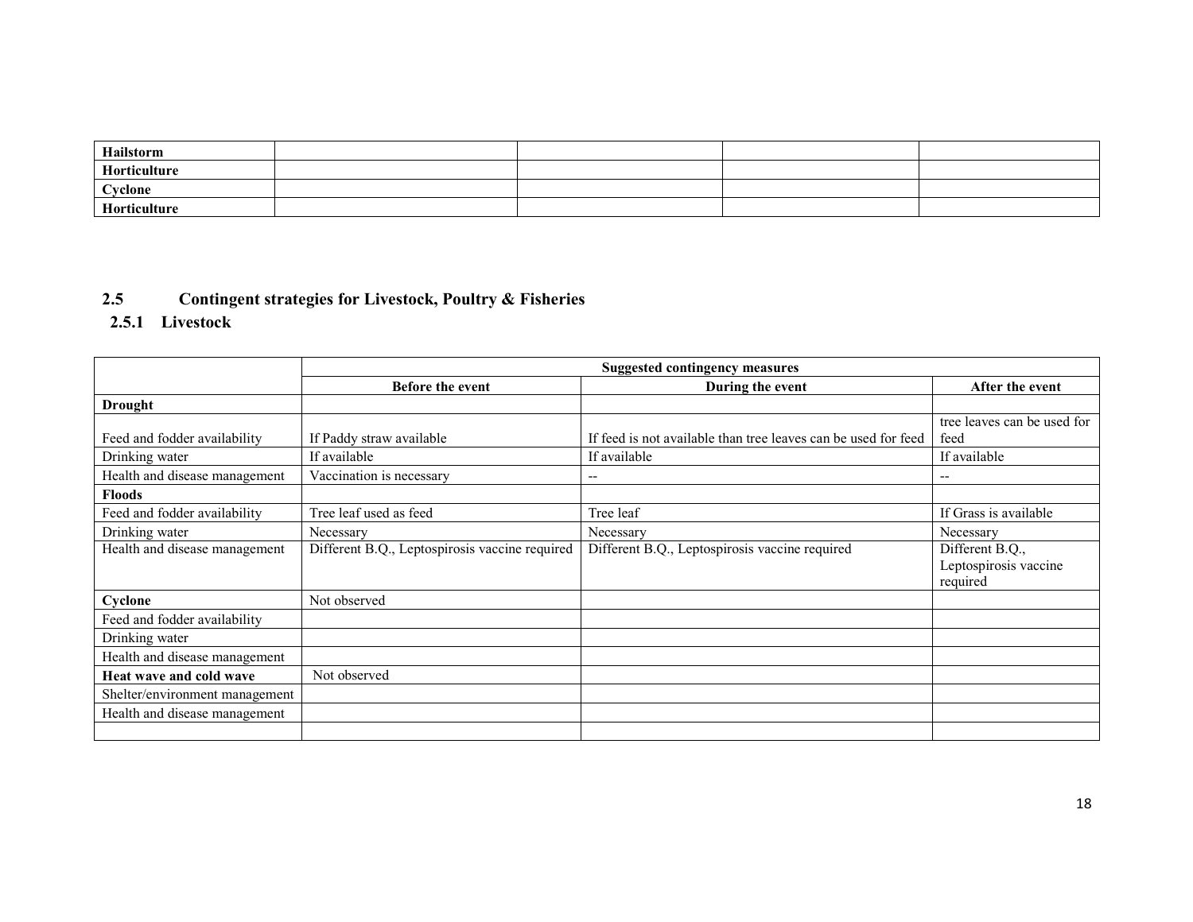| Hailstorm | | | | |
|---|---|---|---|---|
| Horticulture | | | | |
| Cyclone | | | | |
| Horticulture | | | | |

## 2.5 Contingent strategies for Livestock, Poultry & Fisheries

### 2.5.1 Livestock

| | Suggested contingency measures | | |
|---|---|---|---|
| | **Before the event** | **During the event** | **After the event** |
| **Drought** | | | |
| Feed and fodder availability | If Paddy straw available | If feed is not available than tree leaves can be used for feed | tree leaves can be used for feed |
| Drinking water | If available | If available | If available |
| Health and disease management | Vaccination is necessary | -- | -- |
| **Floods** | | | |
| Feed and fodder availability | Tree leaf used as feed | Tree leaf | If Grass is available |
| Drinking water | Necessary | Necessary | Necessary |
| Health and disease management | Different B.Q., Leptospirosis vaccine required | Different B.Q., Leptospirosis vaccine required | Different B.Q., Leptospirosis vaccine required |
| **Cyclone** | Not observed | | |
| Feed and fodder availability | | | |
| Drinking water | | | |
| Health and disease management | | | |
| **Heat wave and cold wave** | Not observed | | |
| Shelter/environment management | | | |
| Health and disease management | | | |
| | | | |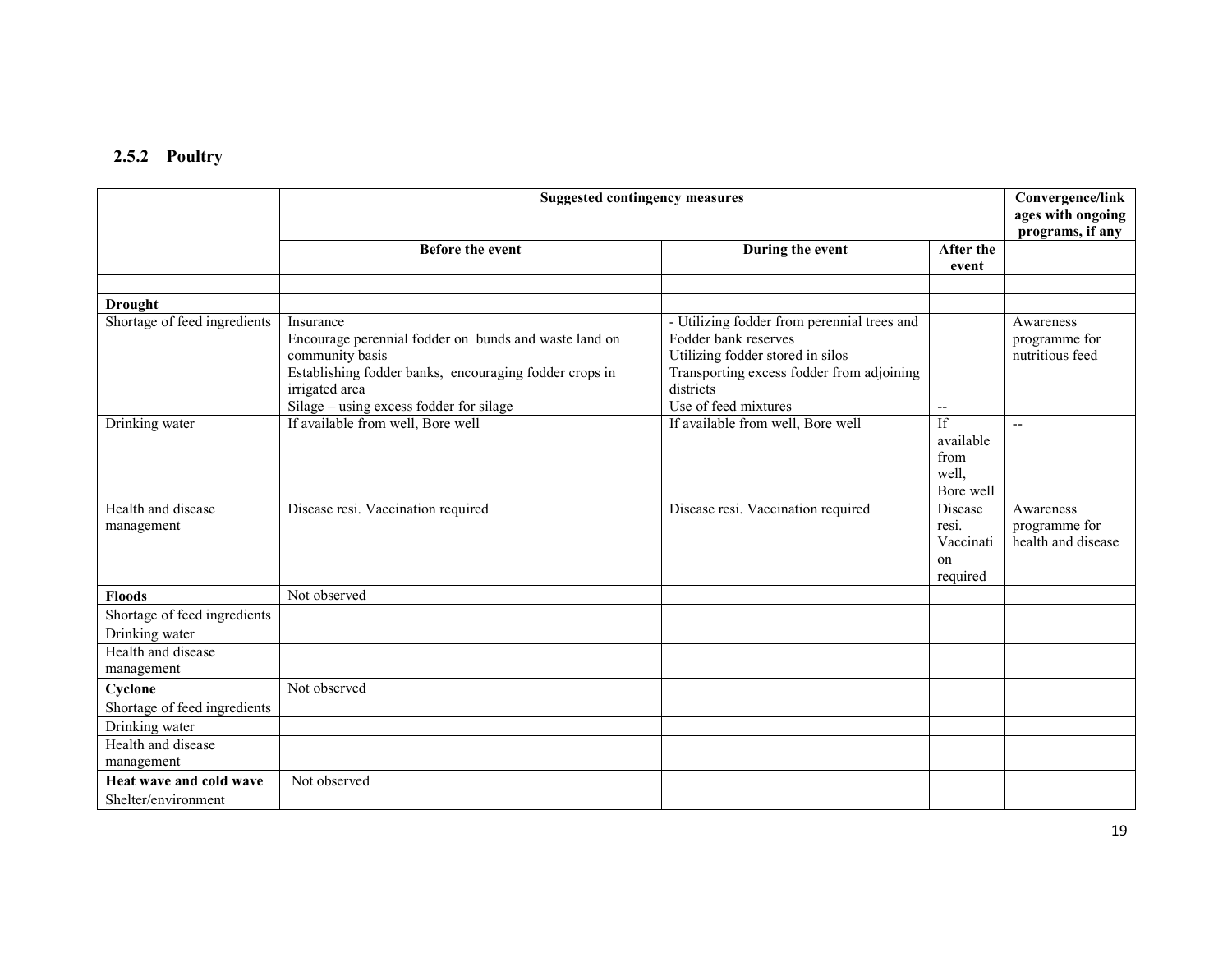### 2.5.2 Poultry

| | Suggested contingency measures | | | Convergence/linkages with ongoing programs, if any |
|---|---|---|---|---|
| | Before the event | During the event | After the event | |
| | | | | |
| **Drought** | | | | |
| Shortage of feed ingredients | Insurance<br>Encourage perennial fodder on bunds and waste land on community basis<br>Establishing fodder banks, encouraging fodder crops in irrigated area<br>Silage – using excess fodder for silage | - Utilizing fodder from perennial trees and Fodder bank reserves<br>Utilizing fodder stored in silos<br>Transporting excess fodder from adjoining districts<br>Use of feed mixtures | -- | Awareness programme for nutritious feed |
| Drinking water | If available from well, Bore well | If available from well, Bore well | If available from well, Bore well | -- |
| Health and disease management | Disease resi. Vaccination required | Disease resi. Vaccination required | Disease resi. Vaccination required | Awareness programme for health and disease |
| **Floods** | Not observed | | | |
| Shortage of feed ingredients | | | | |
| Drinking water | | | | |
| Health and disease management | | | | |
| **Cyclone** | Not observed | | | |
| Shortage of feed ingredients | | | | |
| Drinking water | | | | |
| Health and disease management | | | | |
| **Heat wave and cold wave** | Not observed | | | |
| Shelter/environment | | | | |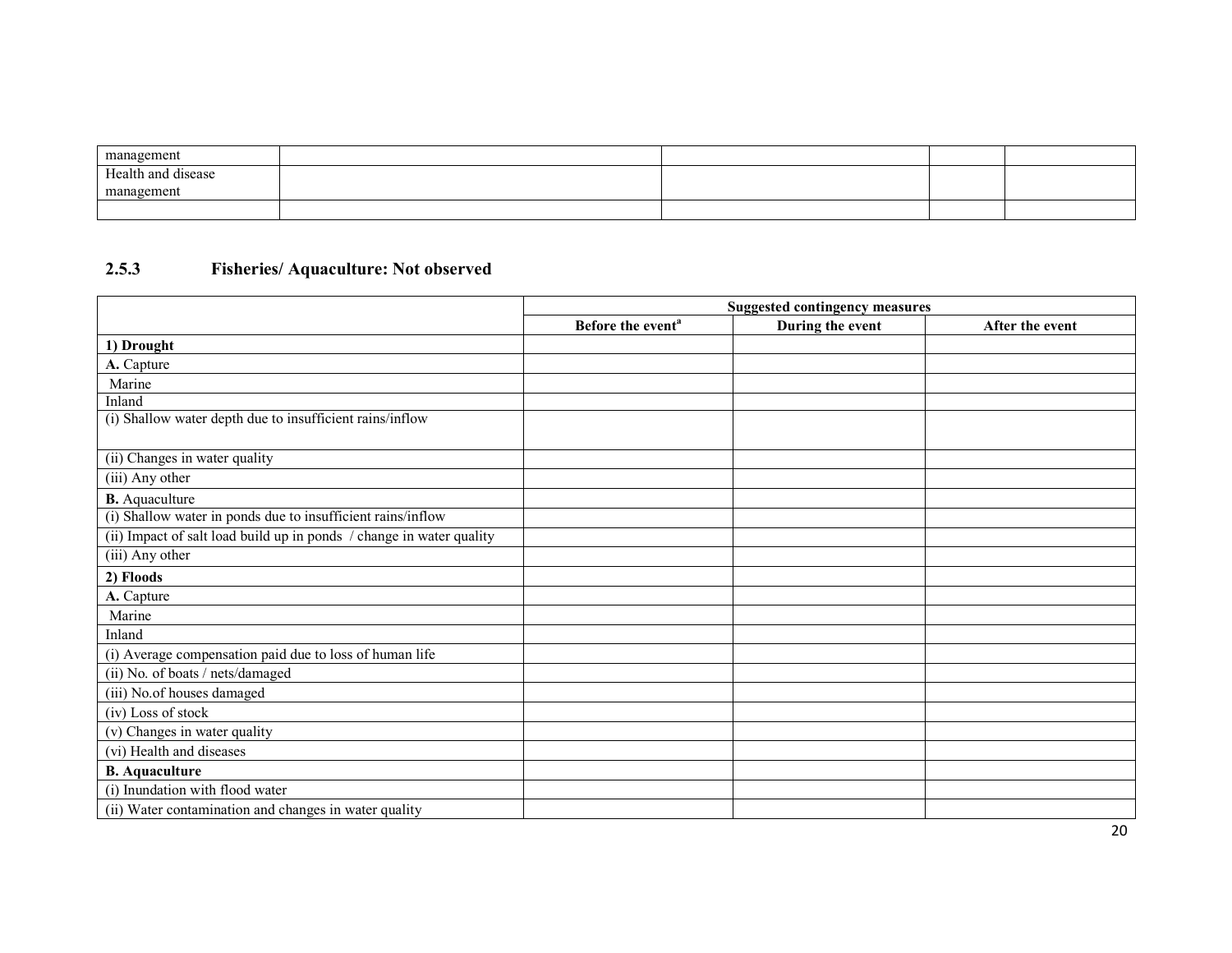| | | | | |
|---|---|---|---|---|
| management | | | | |
| Health and disease management | | | | |
| | | | | |

### 2.5.3 Fisheries/ Aquaculture: Not observed

| | Suggested contingency measures | | |
|---|---|---|---|
| | Before the event[a] | During the event | After the event |
| **1) Drought** | | | |
| **A.** Capture | | | |
| Marine | | | |
| Inland | | | |
| (i) Shallow water depth due to insufficient rains/inflow | | | |
| (ii) Changes in water quality | | | |
| (iii) Any other | | | |
| **B.** Aquaculture | | | |
| (i) Shallow water in ponds due to insufficient rains/inflow | | | |
| (ii) Impact of salt load build up in ponds / change in water quality | | | |
| (iii) Any other | | | |
| **2) Floods** | | | |
| **A.** Capture | | | |
| Marine | | | |
| Inland | | | |
| (i) Average compensation paid due to loss of human life | | | |
| (ii) No. of boats / nets/damaged | | | |
| (iii) No.of houses damaged | | | |
| (iv) Loss of stock | | | |
| (v) Changes in water quality | | | |
| (vi) Health and diseases | | | |
| **B. Aquaculture** | | | |
| (i) Inundation with flood water | | | |
| (ii) Water contamination and changes in water quality | | | |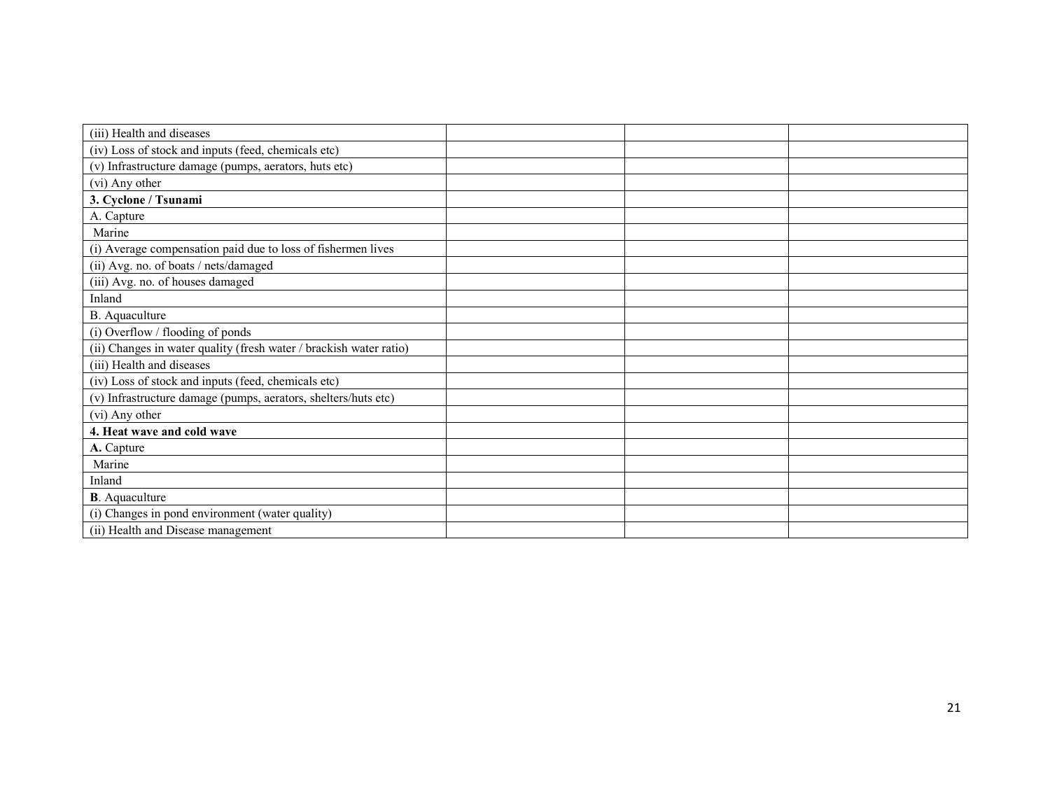| | | | |
|---|---|---|---|
| (iii) Health and diseases | | | |
| (iv) Loss of stock and inputs (feed, chemicals etc) | | | |
| (v) Infrastructure damage (pumps, aerators, huts etc) | | | |
| (vi) Any other | | | |
| **3. Cyclone / Tsunami** | | | |
| A. Capture | | | |
| Marine | | | |
| (i) Average compensation paid due to loss of fishermen lives | | | |
| (ii) Avg. no. of boats / nets/damaged | | | |
| (iii) Avg. no. of houses damaged | | | |
| Inland | | | |
| B. Aquaculture | | | |
| (i) Overflow / flooding of ponds | | | |
| (ii) Changes in water quality (fresh water / brackish water ratio) | | | |
| (iii) Health and diseases | | | |
| (iv) Loss of stock and inputs (feed, chemicals etc) | | | |
| (v) Infrastructure damage (pumps, aerators, shelters/huts etc) | | | |
| (vi) Any other | | | |
| **4. Heat wave and cold wave** | | | |
| **A.** Capture | | | |
| Marine | | | |
| Inland | | | |
| **B**. Aquaculture | | | |
| (i) Changes in pond environment (water quality) | | | |
| (ii) Health and Disease management | | | |